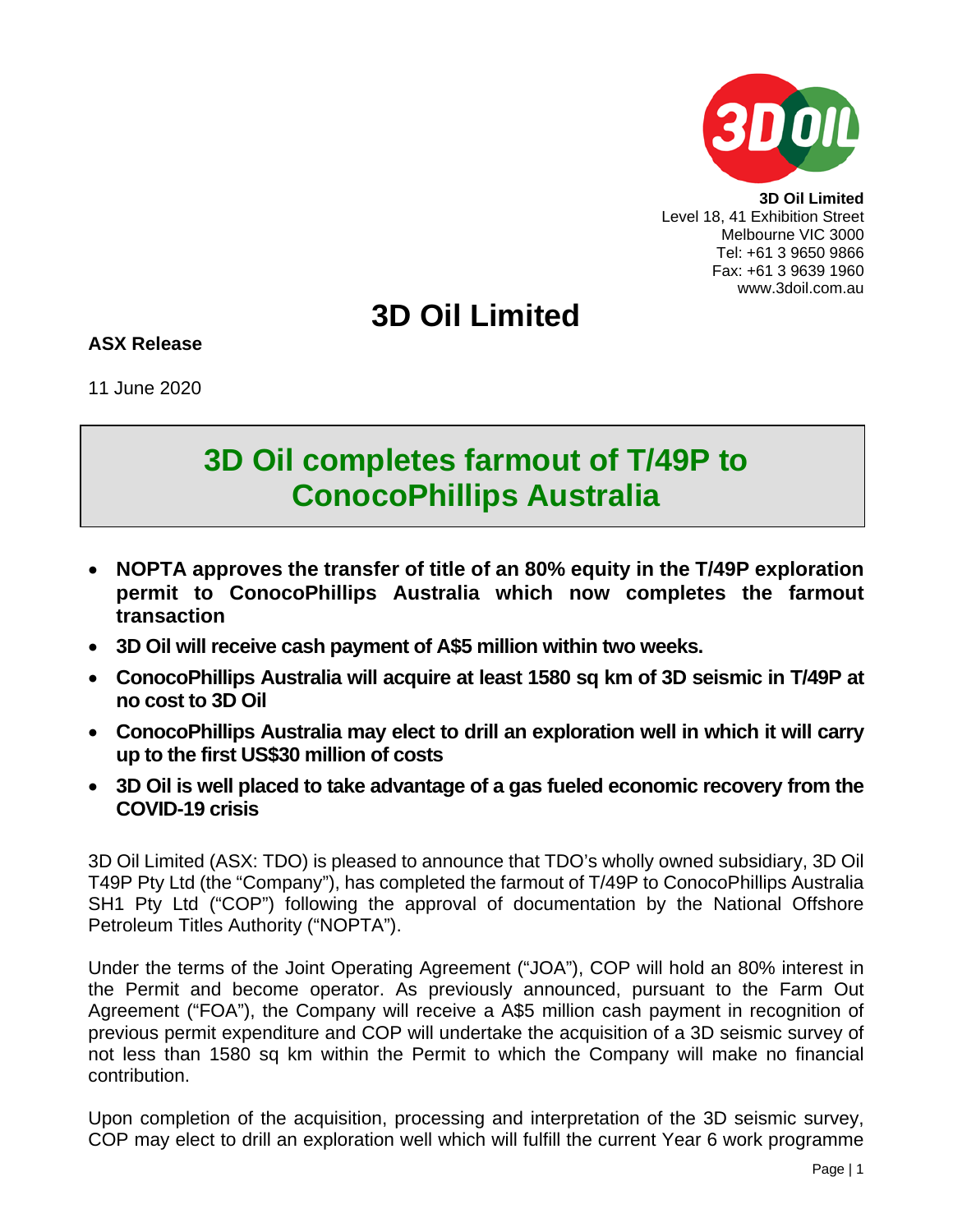**3D Oil Limited**
Level 18, 41 Exhibition Street
Melbourne VIC 3000
Tel: +61 3 9650 9866
Fax: +61 3 9639 1960
www.3doil.com.au

# 3D Oil Limited

**ASX Release**

11 June 2020

## 3D Oil completes farmout of T/49P to ConocoPhillips Australia

- **NOPTA approves the transfer of title of an 80% equity in the T/49P exploration permit to ConocoPhillips Australia which now completes the farmout transaction**
- **3D Oil will receive cash payment of A$5 million within two weeks.**
- **ConocoPhillips Australia will acquire at least 1580 sq km of 3D seismic in T/49P at no cost to 3D Oil**
- **ConocoPhillips Australia may elect to drill an exploration well in which it will carry up to the first US$30 million of costs**
- **3D Oil is well placed to take advantage of a gas fueled economic recovery from the COVID-19 crisis**

3D Oil Limited (ASX: TDO) is pleased to announce that TDO's wholly owned subsidiary, 3D Oil T49P Pty Ltd (the "Company"), has completed the farmout of T/49P to ConocoPhillips Australia SH1 Pty Ltd ("COP") following the approval of documentation by the National Offshore Petroleum Titles Authority ("NOPTA").

Under the terms of the Joint Operating Agreement ("JOA"), COP will hold an 80% interest in the Permit and become operator. As previously announced, pursuant to the Farm Out Agreement ("FOA"), the Company will receive a A$5 million cash payment in recognition of previous permit expenditure and COP will undertake the acquisition of a 3D seismic survey of not less than 1580 sq km within the Permit to which the Company will make no financial contribution.

Upon completion of the acquisition, processing and interpretation of the 3D seismic survey, COP may elect to drill an exploration well which will fulfill the current Year 6 work programme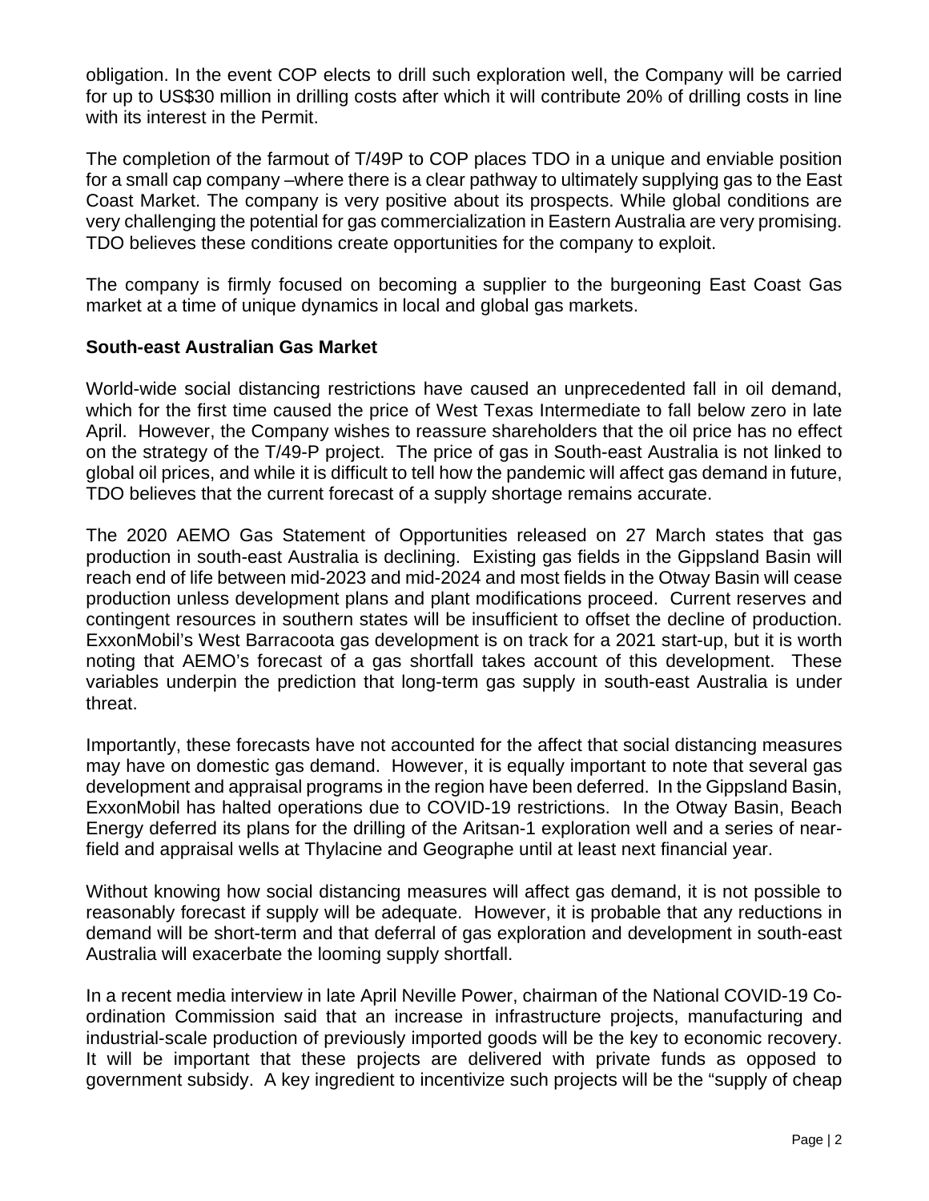obligation. In the event COP elects to drill such exploration well, the Company will be carried for up to US$30 million in drilling costs after which it will contribute 20% of drilling costs in line with its interest in the Permit.

The completion of the farmout of T/49P to COP places TDO in a unique and enviable position for a small cap company –where there is a clear pathway to ultimately supplying gas to the East Coast Market. The company is very positive about its prospects. While global conditions are very challenging the potential for gas commercialization in Eastern Australia are very promising. TDO believes these conditions create opportunities for the company to exploit.

The company is firmly focused on becoming a supplier to the burgeoning East Coast Gas market at a time of unique dynamics in local and global gas markets.

**South-east Australian Gas Market**

World-wide social distancing restrictions have caused an unprecedented fall in oil demand, which for the first time caused the price of West Texas Intermediate to fall below zero in late April. However, the Company wishes to reassure shareholders that the oil price has no effect on the strategy of the T/49-P project. The price of gas in South-east Australia is not linked to global oil prices, and while it is difficult to tell how the pandemic will affect gas demand in future, TDO believes that the current forecast of a supply shortage remains accurate.

The 2020 AEMO Gas Statement of Opportunities released on 27 March states that gas production in south-east Australia is declining. Existing gas fields in the Gippsland Basin will reach end of life between mid-2023 and mid-2024 and most fields in the Otway Basin will cease production unless development plans and plant modifications proceed. Current reserves and contingent resources in southern states will be insufficient to offset the decline of production. ExxonMobil's West Barracoota gas development is on track for a 2021 start-up, but it is worth noting that AEMO's forecast of a gas shortfall takes account of this development. These variables underpin the prediction that long-term gas supply in south-east Australia is under threat.

Importantly, these forecasts have not accounted for the affect that social distancing measures may have on domestic gas demand. However, it is equally important to note that several gas development and appraisal programs in the region have been deferred. In the Gippsland Basin, ExxonMobil has halted operations due to COVID-19 restrictions. In the Otway Basin, Beach Energy deferred its plans for the drilling of the Aritsan-1 exploration well and a series of near-field and appraisal wells at Thylacine and Geographe until at least next financial year.

Without knowing how social distancing measures will affect gas demand, it is not possible to reasonably forecast if supply will be adequate. However, it is probable that any reductions in demand will be short-term and that deferral of gas exploration and development in south-east Australia will exacerbate the looming supply shortfall.

In a recent media interview in late April Neville Power, chairman of the National COVID-19 Co-ordination Commission said that an increase in infrastructure projects, manufacturing and industrial-scale production of previously imported goods will be the key to economic recovery. It will be important that these projects are delivered with private funds as opposed to government subsidy. A key ingredient to incentivize such projects will be the "supply of cheap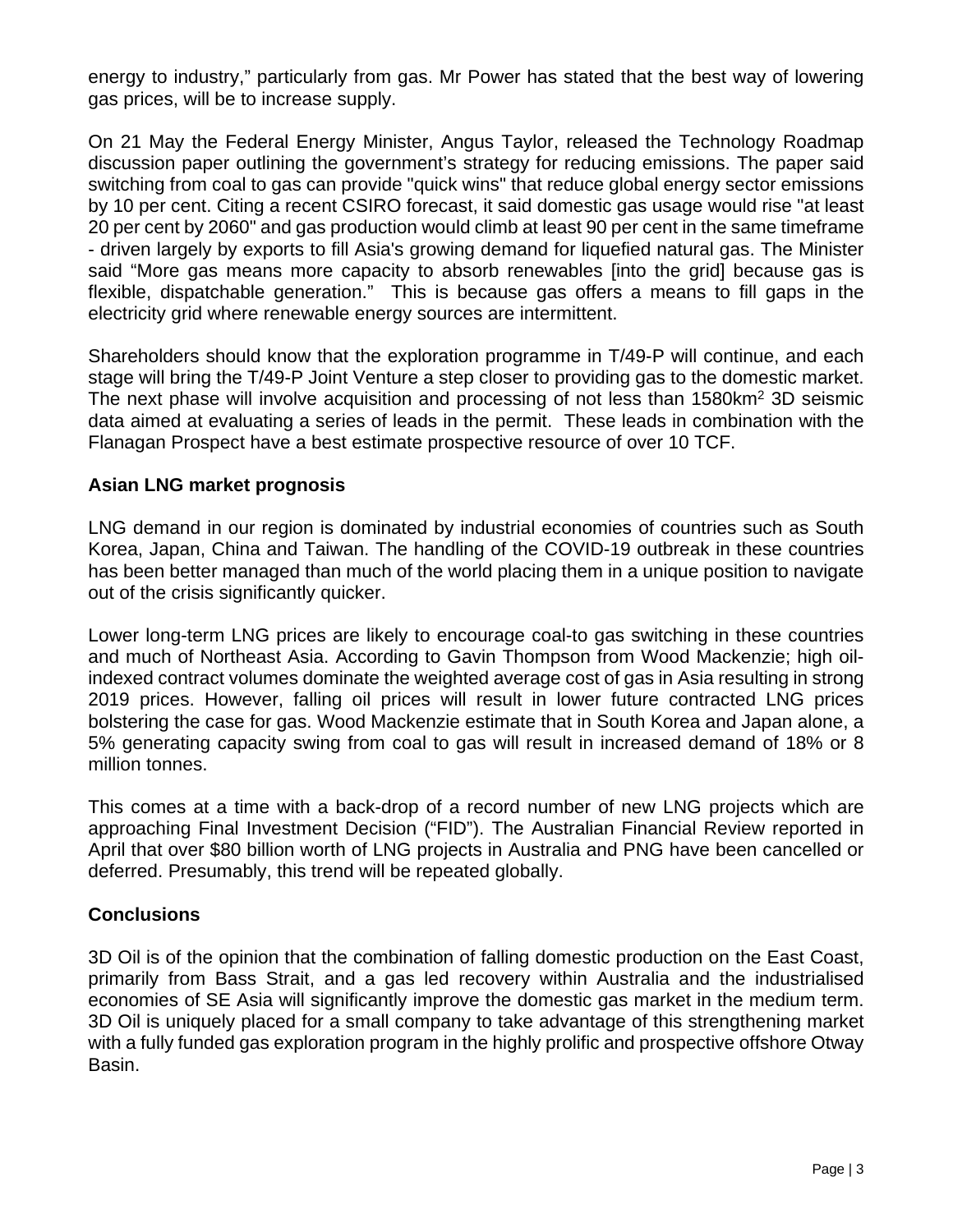energy to industry," particularly from gas. Mr Power has stated that the best way of lowering gas prices, will be to increase supply.

On 21 May the Federal Energy Minister, Angus Taylor, released the Technology Roadmap discussion paper outlining the government's strategy for reducing emissions. The paper said switching from coal to gas can provide "quick wins" that reduce global energy sector emissions by 10 per cent. Citing a recent CSIRO forecast, it said domestic gas usage would rise "at least 20 per cent by 2060" and gas production would climb at least 90 per cent in the same timeframe - driven largely by exports to fill Asia's growing demand for liquefied natural gas. The Minister said "More gas means more capacity to absorb renewables [into the grid] because gas is flexible, dispatchable generation." This is because gas offers a means to fill gaps in the electricity grid where renewable energy sources are intermittent.

Shareholders should know that the exploration programme in T/49-P will continue, and each stage will bring the T/49-P Joint Venture a step closer to providing gas to the domestic market. The next phase will involve acquisition and processing of not less than 1580km$^2$ 3D seismic data aimed at evaluating a series of leads in the permit. These leads in combination with the Flanagan Prospect have a best estimate prospective resource of over 10 TCF.

## Asian LNG market prognosis

LNG demand in our region is dominated by industrial economies of countries such as South Korea, Japan, China and Taiwan. The handling of the COVID-19 outbreak in these countries has been better managed than much of the world placing them in a unique position to navigate out of the crisis significantly quicker.

Lower long-term LNG prices are likely to encourage coal-to gas switching in these countries and much of Northeast Asia. According to Gavin Thompson from Wood Mackenzie; high oil-indexed contract volumes dominate the weighted average cost of gas in Asia resulting in strong 2019 prices. However, falling oil prices will result in lower future contracted LNG prices bolstering the case for gas. Wood Mackenzie estimate that in South Korea and Japan alone, a 5% generating capacity swing from coal to gas will result in increased demand of 18% or 8 million tonnes.

This comes at a time with a back-drop of a record number of new LNG projects which are approaching Final Investment Decision ("FID"). The Australian Financial Review reported in April that over $80 billion worth of LNG projects in Australia and PNG have been cancelled or deferred. Presumably, this trend will be repeated globally.

## Conclusions

3D Oil is of the opinion that the combination of falling domestic production on the East Coast, primarily from Bass Strait, and a gas led recovery within Australia and the industrialised economies of SE Asia will significantly improve the domestic gas market in the medium term. 3D Oil is uniquely placed for a small company to take advantage of this strengthening market with a fully funded gas exploration program in the highly prolific and prospective offshore Otway Basin.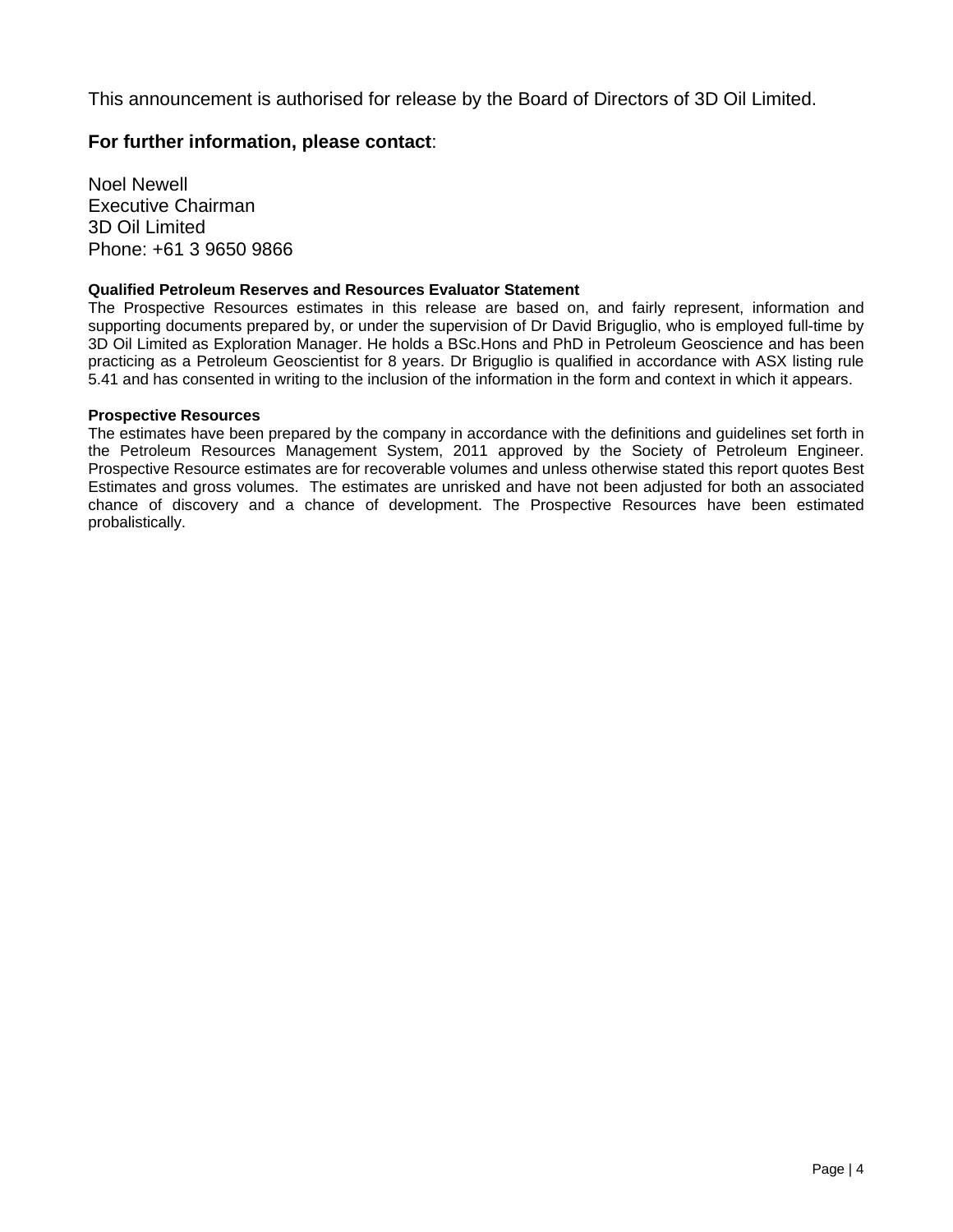This announcement is authorised for release by the Board of Directors of 3D Oil Limited.

**For further information, please contact**:

Noel Newell
Executive Chairman
3D Oil Limited
Phone: +61 3 9650 9866

**Qualified Petroleum Reserves and Resources Evaluator Statement**

The Prospective Resources estimates in this release are based on, and fairly represent, information and supporting documents prepared by, or under the supervision of Dr David Briguglio, who is employed full-time by 3D Oil Limited as Exploration Manager. He holds a BSc.Hons and PhD in Petroleum Geoscience and has been practicing as a Petroleum Geoscientist for 8 years. Dr Briguglio is qualified in accordance with ASX listing rule 5.41 and has consented in writing to the inclusion of the information in the form and context in which it appears.

**Prospective Resources**

The estimates have been prepared by the company in accordance with the definitions and guidelines set forth in the Petroleum Resources Management System, 2011 approved by the Society of Petroleum Engineer. Prospective Resource estimates are for recoverable volumes and unless otherwise stated this report quotes Best Estimates and gross volumes. The estimates are unrisked and have not been adjusted for both an associated chance of discovery and a chance of development. The Prospective Resources have been estimated probalistically.